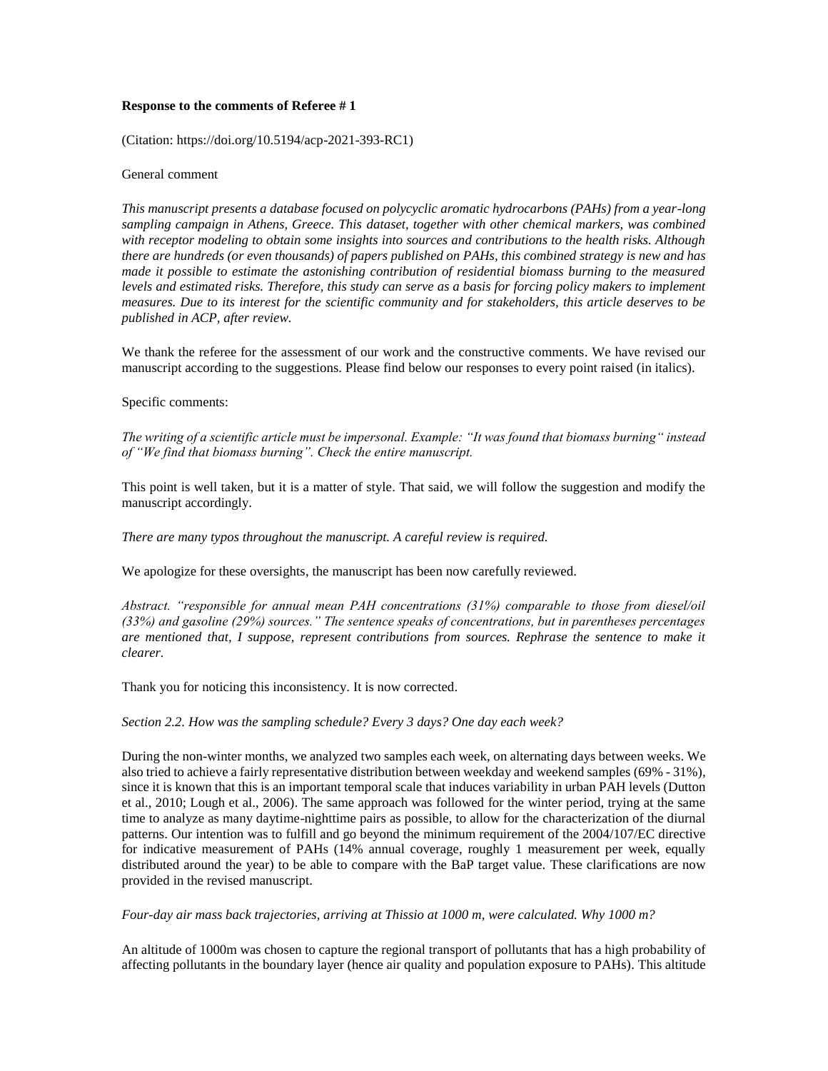**Response to the comments of Referee # 1**

(Citation: https://doi.org/10.5194/acp-2021-393-RC1)

General comment

*This manuscript presents a database focused on polycyclic aromatic hydrocarbons (PAHs) from a year-long sampling campaign in Athens, Greece. This dataset, together with other chemical markers, was combined with receptor modeling to obtain some insights into sources and contributions to the health risks. Although there are hundreds (or even thousands) of papers published on PAHs, this combined strategy is new and has made it possible to estimate the astonishing contribution of residential biomass burning to the measured levels and estimated risks. Therefore, this study can serve as a basis for forcing policy makers to implement measures. Due to its interest for the scientific community and for stakeholders, this article deserves to be published in ACP, after review.*

We thank the referee for the assessment of our work and the constructive comments. We have revised our manuscript according to the suggestions. Please find below our responses to every point raised (in italics).

Specific comments:

*The writing of a scientific article must be impersonal. Example: "It was found that biomass burning" instead of "We find that biomass burning". Check the entire manuscript.*

This point is well taken, but it is a matter of style. That said, we will follow the suggestion and modify the manuscript accordingly.

*There are many typos throughout the manuscript. A careful review is required.*

We apologize for these oversights, the manuscript has been now carefully reviewed.

*Abstract. "responsible for annual mean PAH concentrations (31%) comparable to those from diesel/oil (33%) and gasoline (29%) sources." The sentence speaks of concentrations, but in parentheses percentages are mentioned that, I suppose, represent contributions from sources. Rephrase the sentence to make it clearer.*

Thank you for noticing this inconsistency. It is now corrected.

*Section 2.2. How was the sampling schedule? Every 3 days? One day each week?*

During the non-winter months, we analyzed two samples each week, on alternating days between weeks. We also tried to achieve a fairly representative distribution between weekday and weekend samples (69% - 31%), since it is known that this is an important temporal scale that induces variability in urban PAH levels (Dutton et al., 2010; Lough et al., 2006). The same approach was followed for the winter period, trying at the same time to analyze as many daytime-nighttime pairs as possible, to allow for the characterization of the diurnal patterns. Our intention was to fulfill and go beyond the minimum requirement of the 2004/107/EC directive for indicative measurement of PAHs (14% annual coverage, roughly 1 measurement per week, equally distributed around the year) to be able to compare with the BaP target value. These clarifications are now provided in the revised manuscript.

*Four-day air mass back trajectories, arriving at Thissio at 1000 m, were calculated. Why 1000 m?*

An altitude of 1000m was chosen to capture the regional transport of pollutants that has a high probability of affecting pollutants in the boundary layer (hence air quality and population exposure to PAHs). This altitude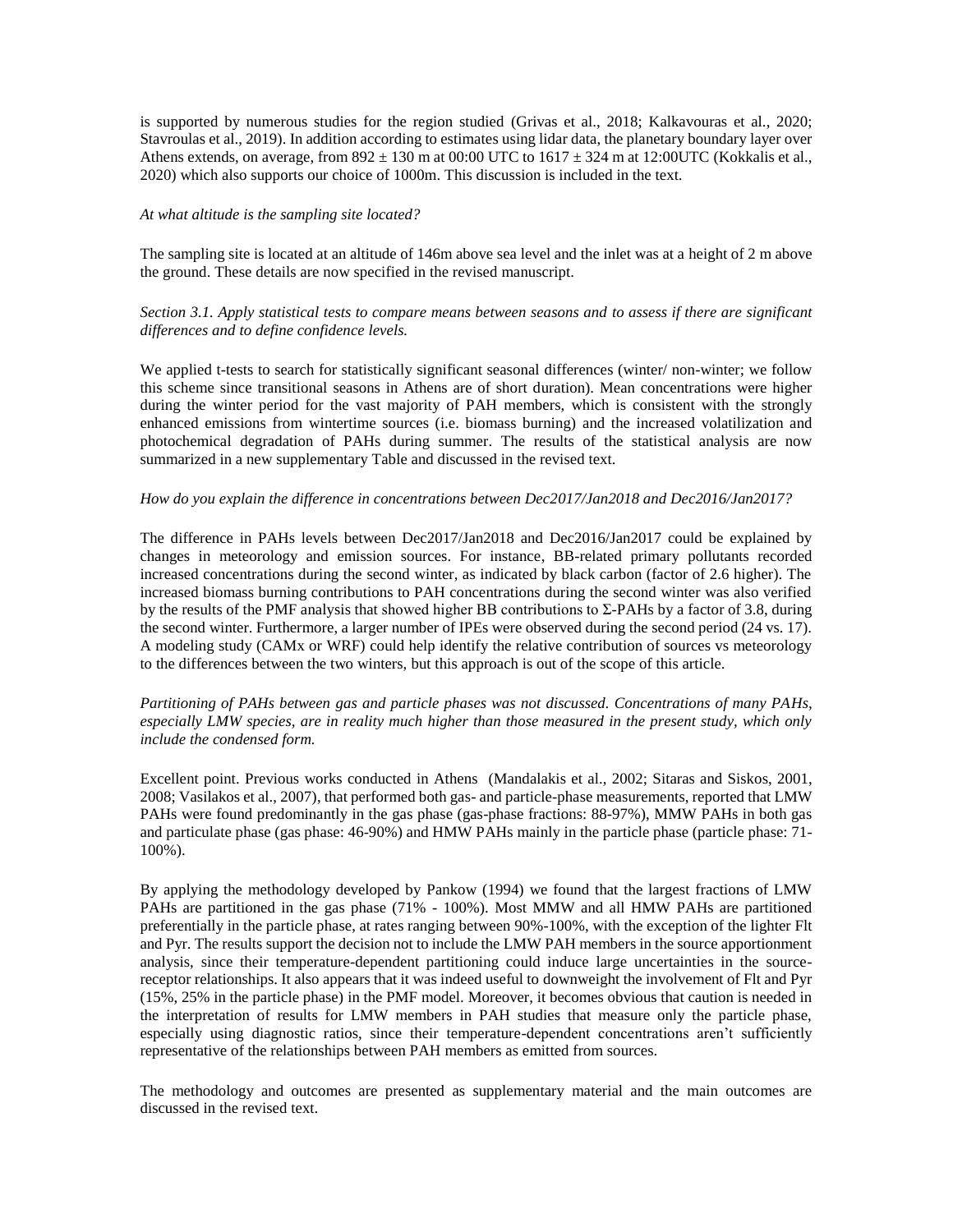is supported by numerous studies for the region studied (Grivas et al., 2018; Kalkavouras et al., 2020; Stavroulas et al., 2019). In addition according to estimates using lidar data, the planetary boundary layer over Athens extends, on average, from $892 \pm 130$ m at 00:00 UTC to $1617 \pm 324$ m at 12:00UTC (Kokkalis et al., 2020) which also supports our choice of 1000m. This discussion is included in the text.

*At what altitude is the sampling site located?*

The sampling site is located at an altitude of 146m above sea level and the inlet was at a height of 2 m above the ground. These details are now specified in the revised manuscript.

*Section 3.1. Apply statistical tests to compare means between seasons and to assess if there are significant differences and to define confidence levels.*

We applied t-tests to search for statistically significant seasonal differences (winter/ non-winter; we follow this scheme since transitional seasons in Athens are of short duration). Mean concentrations were higher during the winter period for the vast majority of PAH members, which is consistent with the strongly enhanced emissions from wintertime sources (i.e. biomass burning) and the increased volatilization and photochemical degradation of PAHs during summer. The results of the statistical analysis are now summarized in a new supplementary Table and discussed in the revised text.

*How do you explain the difference in concentrations between Dec2017/Jan2018 and Dec2016/Jan2017?*

The difference in PAHs levels between Dec2017/Jan2018 and Dec2016/Jan2017 could be explained by changes in meteorology and emission sources. For instance, BB-related primary pollutants recorded increased concentrations during the second winter, as indicated by black carbon (factor of 2.6 higher). The increased biomass burning contributions to PAH concentrations during the second winter was also verified by the results of the PMF analysis that showed higher BB contributions to Σ-PAHs by a factor of 3.8, during the second winter. Furthermore, a larger number of IPEs were observed during the second period (24 vs. 17). A modeling study (CAMx or WRF) could help identify the relative contribution of sources vs meteorology to the differences between the two winters, but this approach is out of the scope of this article.

*Partitioning of PAHs between gas and particle phases was not discussed. Concentrations of many PAHs, especially LMW species, are in reality much higher than those measured in the present study, which only include the condensed form.*

Excellent point. Previous works conducted in Athens (Mandalakis et al., 2002; Sitaras and Siskos, 2001, 2008; Vasilakos et al., 2007), that performed both gas- and particle-phase measurements, reported that LMW PAHs were found predominantly in the gas phase (gas-phase fractions: 88-97%), MMW PAHs in both gas and particulate phase (gas phase: 46-90%) and HMW PAHs mainly in the particle phase (particle phase: 71-100%).

By applying the methodology developed by Pankow (1994) we found that the largest fractions of LMW PAHs are partitioned in the gas phase (71% - 100%). Most MMW and all HMW PAHs are partitioned preferentially in the particle phase, at rates ranging between 90%-100%, with the exception of the lighter Flt and Pyr. The results support the decision not to include the LMW PAH members in the source apportionment analysis, since their temperature-dependent partitioning could induce large uncertainties in the source-receptor relationships. It also appears that it was indeed useful to downweight the involvement of Flt and Pyr (15%, 25% in the particle phase) in the PMF model. Moreover, it becomes obvious that caution is needed in the interpretation of results for LMW members in PAH studies that measure only the particle phase, especially using diagnostic ratios, since their temperature-dependent concentrations aren't sufficiently representative of the relationships between PAH members as emitted from sources.

The methodology and outcomes are presented as supplementary material and the main outcomes are discussed in the revised text.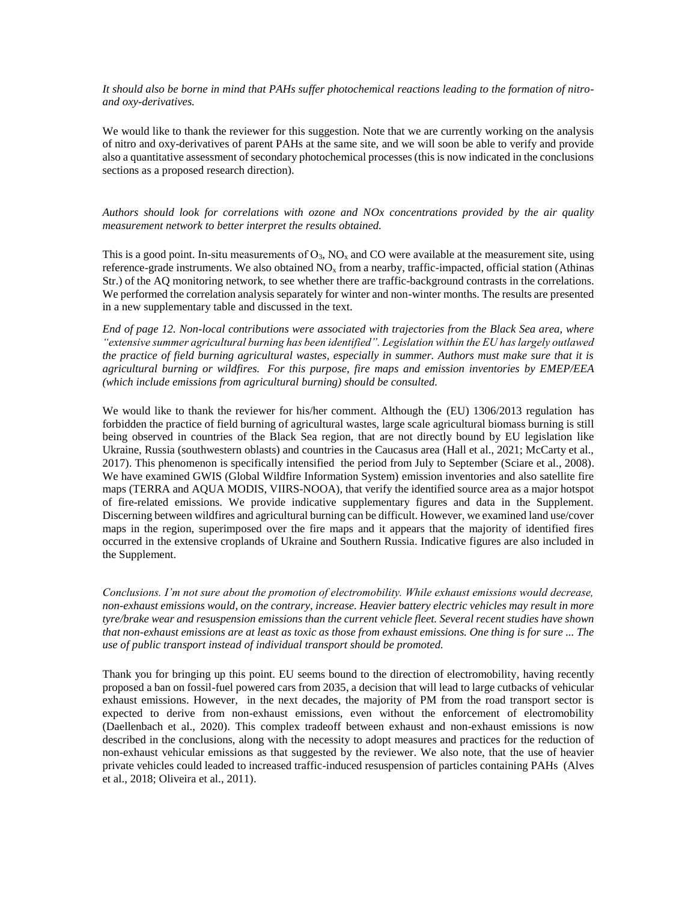*It should also be borne in mind that PAHs suffer photochemical reactions leading to the formation of nitro- and oxy-derivatives.*

We would like to thank the reviewer for this suggestion. Note that we are currently working on the analysis of nitro and oxy-derivatives of parent PAHs at the same site, and we will soon be able to verify and provide also a quantitative assessment of secondary photochemical processes (this is now indicated in the conclusions sections as a proposed research direction).

*Authors should look for correlations with ozone and NOx concentrations provided by the air quality measurement network to better interpret the results obtained.*

This is a good point. In-situ measurements of $O_3$, $NO_x$ and CO were available at the measurement site, using reference-grade instruments. We also obtained $NO_x$ from a nearby, traffic-impacted, official station (Athinas Str.) of the AQ monitoring network, to see whether there are traffic-background contrasts in the correlations. We performed the correlation analysis separately for winter and non-winter months. The results are presented in a new supplementary table and discussed in the text.

*End of page 12. Non-local contributions were associated with trajectories from the Black Sea area, where "extensive summer agricultural burning has been identified". Legislation within the EU has largely outlawed the practice of field burning agricultural wastes, especially in summer. Authors must make sure that it is agricultural burning or wildfires. For this purpose, fire maps and emission inventories by EMEP/EEA (which include emissions from agricultural burning) should be consulted.*

We would like to thank the reviewer for his/her comment. Although the (EU) 1306/2013 regulation has forbidden the practice of field burning of agricultural wastes, large scale agricultural biomass burning is still being observed in countries of the Black Sea region, that are not directly bound by EU legislation like Ukraine, Russia (southwestern oblasts) and countries in the Caucasus area (Hall et al., 2021; McCarty et al., 2017). This phenomenon is specifically intensified the period from July to September (Sciare et al., 2008). We have examined GWIS (Global Wildfire Information System) emission inventories and also satellite fire maps (TERRA and AQUA MODIS, VIIRS-NOOA), that verify the identified source area as a major hotspot of fire-related emissions. We provide indicative supplementary figures and data in the Supplement. Discerning between wildfires and agricultural burning can be difficult. However, we examined land use/cover maps in the region, superimposed over the fire maps and it appears that the majority of identified fires occurred in the extensive croplands of Ukraine and Southern Russia. Indicative figures are also included in the Supplement.

*Conclusions. I'm not sure about the promotion of electromobility. While exhaust emissions would decrease, non-exhaust emissions would, on the contrary, increase. Heavier battery electric vehicles may result in more tyre/brake wear and resuspension emissions than the current vehicle fleet. Several recent studies have shown that non-exhaust emissions are at least as toxic as those from exhaust emissions. One thing is for sure ... The use of public transport instead of individual transport should be promoted.*

Thank you for bringing up this point. EU seems bound to the direction of electromobility, having recently proposed a ban on fossil-fuel powered cars from 2035, a decision that will lead to large cutbacks of vehicular exhaust emissions. However, in the next decades, the majority of PM from the road transport sector is expected to derive from non-exhaust emissions, even without the enforcement of electromobility (Daellenbach et al., 2020). This complex tradeoff between exhaust and non-exhaust emissions is now described in the conclusions, along with the necessity to adopt measures and practices for the reduction of non-exhaust vehicular emissions as that suggested by the reviewer. We also note, that the use of heavier private vehicles could leaded to increased traffic-induced resuspension of particles containing PAHs (Alves et al., 2018; Oliveira et al., 2011).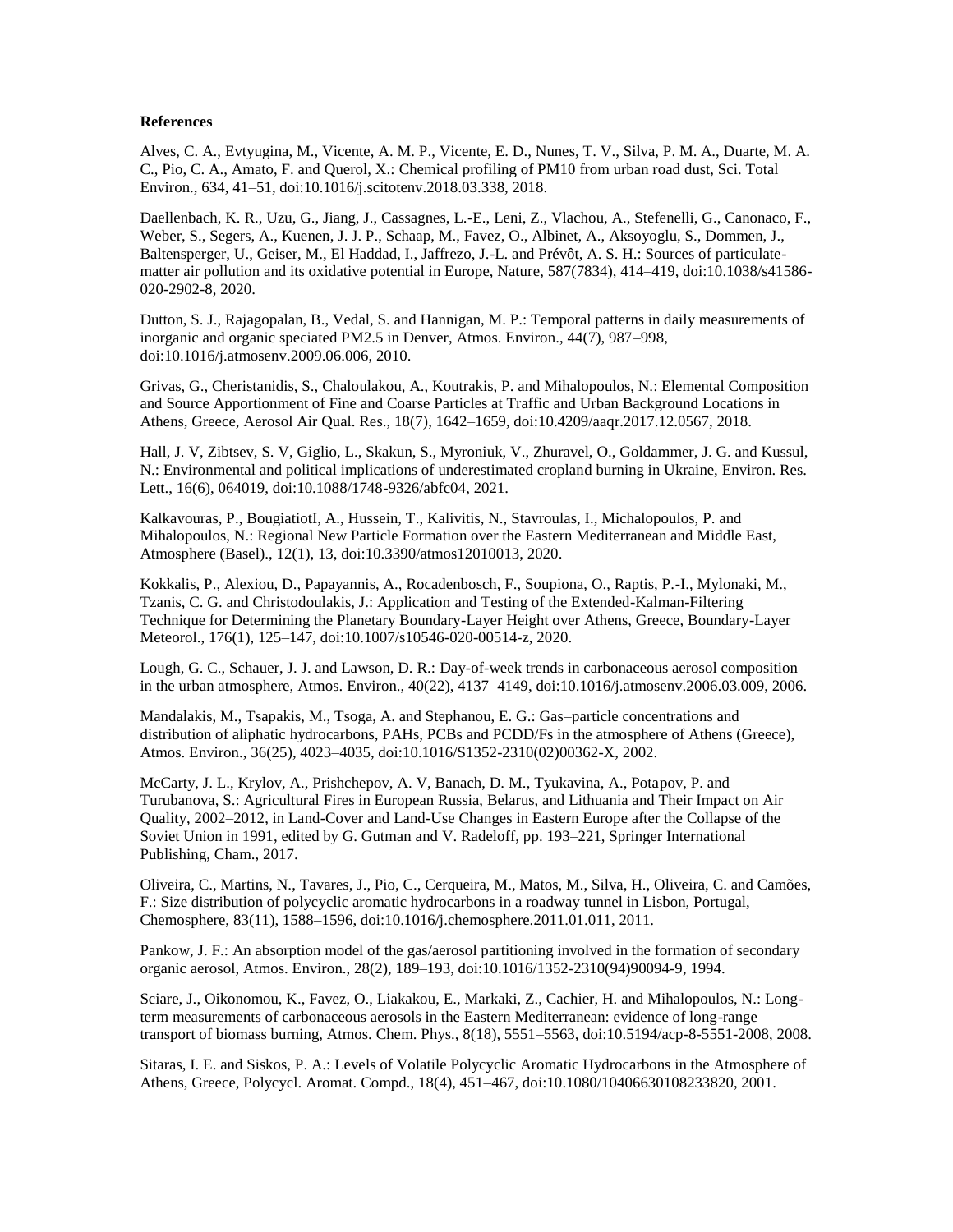**References**

Alves, C. A., Evtyugina, M., Vicente, A. M. P., Vicente, E. D., Nunes, T. V., Silva, P. M. A., Duarte, M. A. C., Pio, C. A., Amato, F. and Querol, X.: Chemical profiling of PM10 from urban road dust, Sci. Total Environ., 634, 41–51, doi:10.1016/j.scitotenv.2018.03.338, 2018.

Daellenbach, K. R., Uzu, G., Jiang, J., Cassagnes, L.-E., Leni, Z., Vlachou, A., Stefenelli, G., Canonaco, F., Weber, S., Segers, A., Kuenen, J. J. P., Schaap, M., Favez, O., Albinet, A., Aksoyoglu, S., Dommen, J., Baltensperger, U., Geiser, M., El Haddad, I., Jaffrezo, J.-L. and Prévôt, A. S. H.: Sources of particulate-matter air pollution and its oxidative potential in Europe, Nature, 587(7834), 414–419, doi:10.1038/s41586-020-2902-8, 2020.

Dutton, S. J., Rajagopalan, B., Vedal, S. and Hannigan, M. P.: Temporal patterns in daily measurements of inorganic and organic speciated PM2.5 in Denver, Atmos. Environ., 44(7), 987–998, doi:10.1016/j.atmosenv.2009.06.006, 2010.

Grivas, G., Cheristanidis, S., Chaloulakou, A., Koutrakis, P. and Mihalopoulos, N.: Elemental Composition and Source Apportionment of Fine and Coarse Particles at Traffic and Urban Background Locations in Athens, Greece, Aerosol Air Qual. Res., 18(7), 1642–1659, doi:10.4209/aaqr.2017.12.0567, 2018.

Hall, J. V, Zibtsev, S. V, Giglio, L., Skakun, S., Myroniuk, V., Zhuravel, O., Goldammer, J. G. and Kussul, N.: Environmental and political implications of underestimated cropland burning in Ukraine, Environ. Res. Lett., 16(6), 064019, doi:10.1088/1748-9326/abfc04, 2021.

Kalkavouras, P., BougiatiotI, A., Hussein, T., Kalivitis, N., Stavroulas, I., Michalopoulos, P. and Mihalopoulos, N.: Regional New Particle Formation over the Eastern Mediterranean and Middle East, Atmosphere (Basel)., 12(1), 13, doi:10.3390/atmos12010013, 2020.

Kokkalis, P., Alexiou, D., Papayannis, A., Rocadenbosch, F., Soupiona, O., Raptis, P.-I., Mylonaki, M., Tzanis, C. G. and Christodoulakis, J.: Application and Testing of the Extended-Kalman-Filtering Technique for Determining the Planetary Boundary-Layer Height over Athens, Greece, Boundary-Layer Meteorol., 176(1), 125–147, doi:10.1007/s10546-020-00514-z, 2020.

Lough, G. C., Schauer, J. J. and Lawson, D. R.: Day-of-week trends in carbonaceous aerosol composition in the urban atmosphere, Atmos. Environ., 40(22), 4137–4149, doi:10.1016/j.atmosenv.2006.03.009, 2006.

Mandalakis, M., Tsapakis, M., Tsoga, A. and Stephanou, E. G.: Gas–particle concentrations and distribution of aliphatic hydrocarbons, PAHs, PCBs and PCDD/Fs in the atmosphere of Athens (Greece), Atmos. Environ., 36(25), 4023–4035, doi:10.1016/S1352-2310(02)00362-X, 2002.

McCarty, J. L., Krylov, A., Prishchepov, A. V, Banach, D. M., Tyukavina, A., Potapov, P. and Turubanova, S.: Agricultural Fires in European Russia, Belarus, and Lithuania and Their Impact on Air Quality, 2002–2012, in Land-Cover and Land-Use Changes in Eastern Europe after the Collapse of the Soviet Union in 1991, edited by G. Gutman and V. Radeloff, pp. 193–221, Springer International Publishing, Cham., 2017.

Oliveira, C., Martins, N., Tavares, J., Pio, C., Cerqueira, M., Matos, M., Silva, H., Oliveira, C. and Camões, F.: Size distribution of polycyclic aromatic hydrocarbons in a roadway tunnel in Lisbon, Portugal, Chemosphere, 83(11), 1588–1596, doi:10.1016/j.chemosphere.2011.01.011, 2011.

Pankow, J. F.: An absorption model of the gas/aerosol partitioning involved in the formation of secondary organic aerosol, Atmos. Environ., 28(2), 189–193, doi:10.1016/1352-2310(94)90094-9, 1994.

Sciare, J., Oikonomou, K., Favez, O., Liakakou, E., Markaki, Z., Cachier, H. and Mihalopoulos, N.: Long-term measurements of carbonaceous aerosols in the Eastern Mediterranean: evidence of long-range transport of biomass burning, Atmos. Chem. Phys., 8(18), 5551–5563, doi:10.5194/acp-8-5551-2008, 2008.

Sitaras, I. E. and Siskos, P. A.: Levels of Volatile Polycyclic Aromatic Hydrocarbons in the Atmosphere of Athens, Greece, Polycycl. Aromat. Compd., 18(4), 451–467, doi:10.1080/10406630108233820, 2001.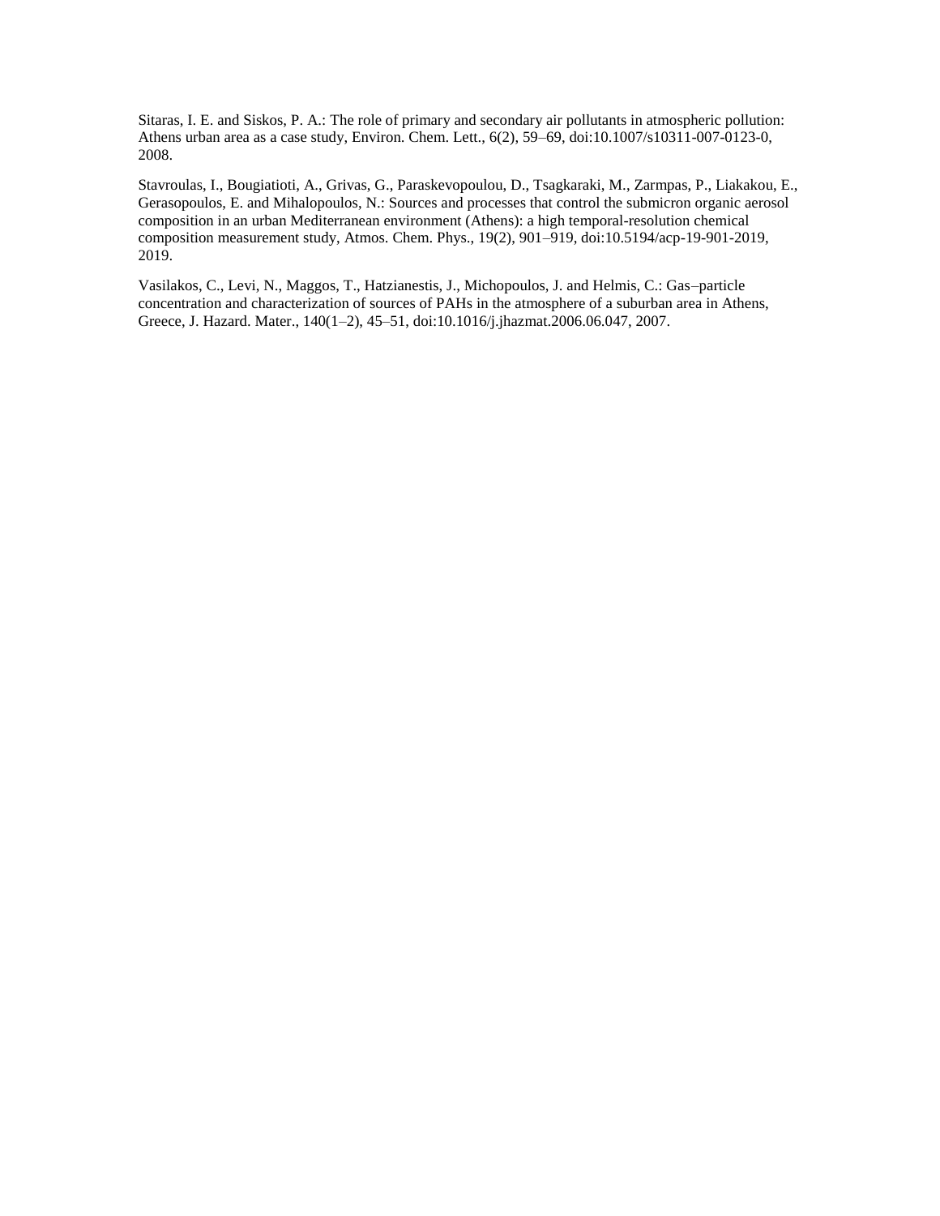Sitaras, I. E. and Siskos, P. A.: The role of primary and secondary air pollutants in atmospheric pollution: Athens urban area as a case study, Environ. Chem. Lett., 6(2), 59–69, doi:10.1007/s10311-007-0123-0, 2008.

Stavroulas, I., Bougiatioti, A., Grivas, G., Paraskevopoulou, D., Tsagkaraki, M., Zarmpas, P., Liakakou, E., Gerasopoulos, E. and Mihalopoulos, N.: Sources and processes that control the submicron organic aerosol composition in an urban Mediterranean environment (Athens): a high temporal-resolution chemical composition measurement study, Atmos. Chem. Phys., 19(2), 901–919, doi:10.5194/acp-19-901-2019, 2019.

Vasilakos, C., Levi, N., Maggos, T., Hatzianestis, J., Michopoulos, J. and Helmis, C.: Gas–particle concentration and characterization of sources of PAHs in the atmosphere of a suburban area in Athens, Greece, J. Hazard. Mater., 140(1–2), 45–51, doi:10.1016/j.jhazmat.2006.06.047, 2007.